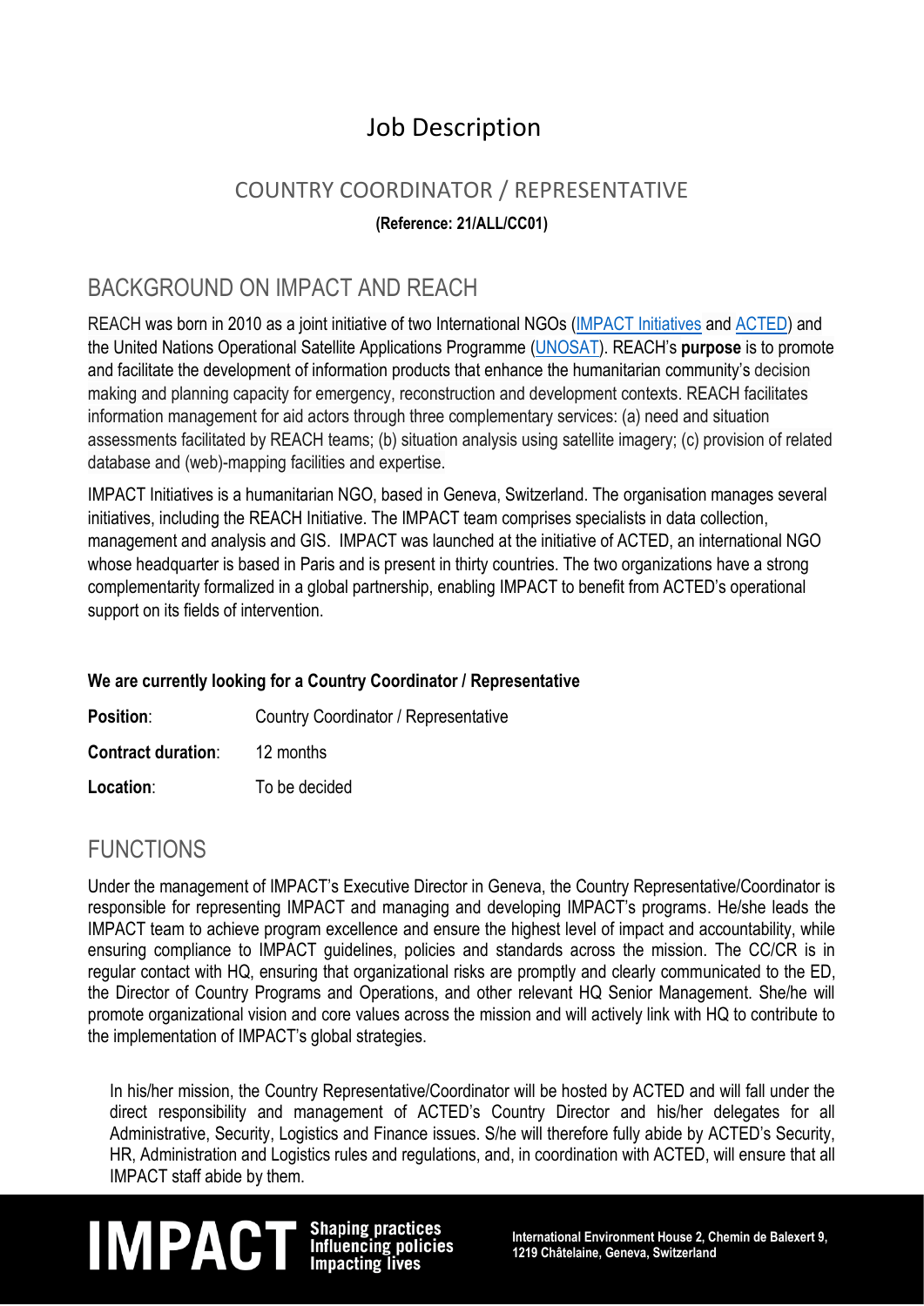# Job Description

## COUNTRY COORDINATOR / REPRESENTATIVE

**(Reference: 21/ALL/CC01)**

## BACKGROUND ON IMPACT AND REACH

REACH was born in 2010 as a joint initiative of two International NGOs (IMPACT Initiatives and ACTED) and the United Nations Operational Satellite Applications Programme (UNOSAT). REACH's **purpose** is to promote and facilitate the development of information products that enhance the humanitarian community's decision making and planning capacity for emergency, reconstruction and development contexts. REACH facilitates information management for aid actors through three complementary services: (a) need and situation assessments facilitated by REACH teams; (b) situation analysis using satellite imagery; (c) provision of related database and (web)-mapping facilities and expertise.

IMPACT Initiatives is a humanitarian NGO, based in Geneva, Switzerland. The organisation manages several initiatives, including the REACH Initiative. The IMPACT team comprises specialists in data collection, management and analysis and GIS. IMPACT was launched at the initiative of ACTED, an international NGO whose headquarter is based in Paris and is present in thirty countries. The two organizations have a strong complementarity formalized in a global partnership, enabling IMPACT to benefit from ACTED's operational support on its fields of intervention.

**We are currently looking for a Country Coordinator / Representative**

**Position**: Country Coordinator / Representative

**Contract duration**: 12 months

**Location**: To be decided

## FUNCTIONS

Under the management of IMPACT's Executive Director in Geneva, the Country Representative/Coordinator is responsible for representing IMPACT and managing and developing IMPACT's programs. He/she leads the IMPACT team to achieve program excellence and ensure the highest level of impact and accountability, while ensuring compliance to IMPACT guidelines, policies and standards across the mission. The CC/CR is in regular contact with HQ, ensuring that organizational risks are promptly and clearly communicated to the ED, the Director of Country Programs and Operations, and other relevant HQ Senior Management. She/he will promote organizational vision and core values across the mission and will actively link with HQ to contribute to the implementation of IMPACT's global strategies.

In his/her mission, the Country Representative/Coordinator will be hosted by ACTED and will fall under the direct responsibility and management of ACTED's Country Director and his/her delegates for all Administrative, Security, Logistics and Finance issues. S/he will therefore fully abide by ACTED's Security, HR, Administration and Logistics rules and regulations, and, in coordination with ACTED, will ensure that all IMPACT staff abide by them.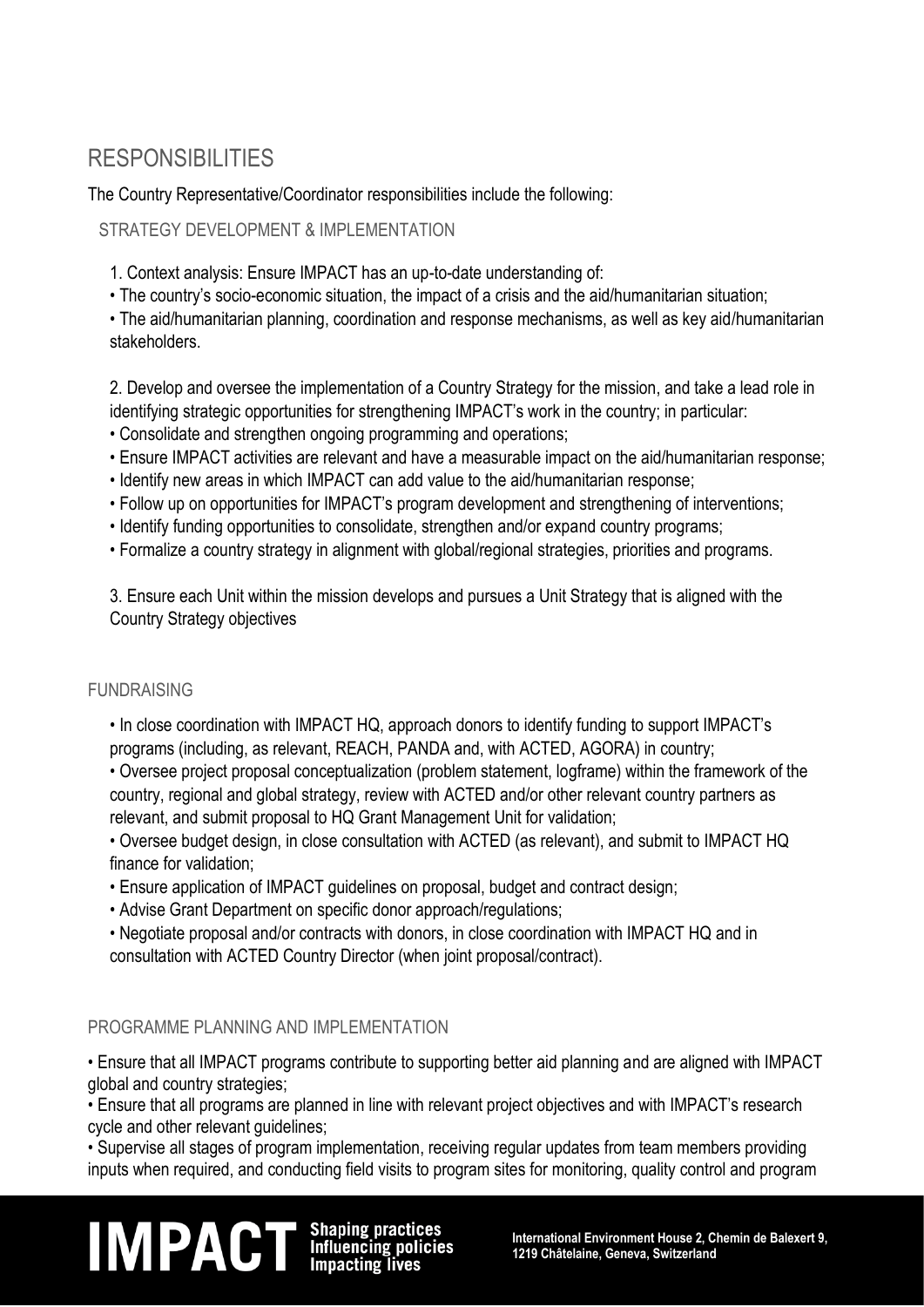# RESPONSIBILITIES

The Country Representative/Coordinator responsibilities include the following:

## STRATEGY DEVELOPMENT & IMPLEMENTATION

1. Context analysis: Ensure IMPACT has an up-to-date understanding of:
   - The country's socio-economic situation, the impact of a crisis and the aid/humanitarian situation;
   - The aid/humanitarian planning, coordination and response mechanisms, as well as key aid/humanitarian stakeholders.

2. Develop and oversee the implementation of a Country Strategy for the mission, and take a lead role in identifying strategic opportunities for strengthening IMPACT's work in the country; in particular:
   - Consolidate and strengthen ongoing programming and operations;
   - Ensure IMPACT activities are relevant and have a measurable impact on the aid/humanitarian response;
   - Identify new areas in which IMPACT can add value to the aid/humanitarian response;
   - Follow up on opportunities for IMPACT's program development and strengthening of interventions;
   - Identify funding opportunities to consolidate, strengthen and/or expand country programs;
   - Formalize a country strategy in alignment with global/regional strategies, priorities and programs.

3. Ensure each Unit within the mission develops and pursues a Unit Strategy that is aligned with the Country Strategy objectives

## FUNDRAISING

- In close coordination with IMPACT HQ, approach donors to identify funding to support IMPACT's programs (including, as relevant, REACH, PANDA and, with ACTED, AGORA) in country;
- Oversee project proposal conceptualization (problem statement, logframe) within the framework of the country, regional and global strategy, review with ACTED and/or other relevant country partners as relevant, and submit proposal to HQ Grant Management Unit for validation;
- Oversee budget design, in close consultation with ACTED (as relevant), and submit to IMPACT HQ finance for validation;
- Ensure application of IMPACT guidelines on proposal, budget and contract design;
- Advise Grant Department on specific donor approach/regulations;
- Negotiate proposal and/or contracts with donors, in close coordination with IMPACT HQ and in consultation with ACTED Country Director (when joint proposal/contract).

## PROGRAMME PLANNING AND IMPLEMENTATION

- Ensure that all IMPACT programs contribute to supporting better aid planning and are aligned with IMPACT global and country strategies;
- Ensure that all programs are planned in line with relevant project objectives and with IMPACT's research cycle and other relevant guidelines;
- Supervise all stages of program implementation, receiving regular updates from team members providing inputs when required, and conducting field visits to program sites for monitoring, quality control and program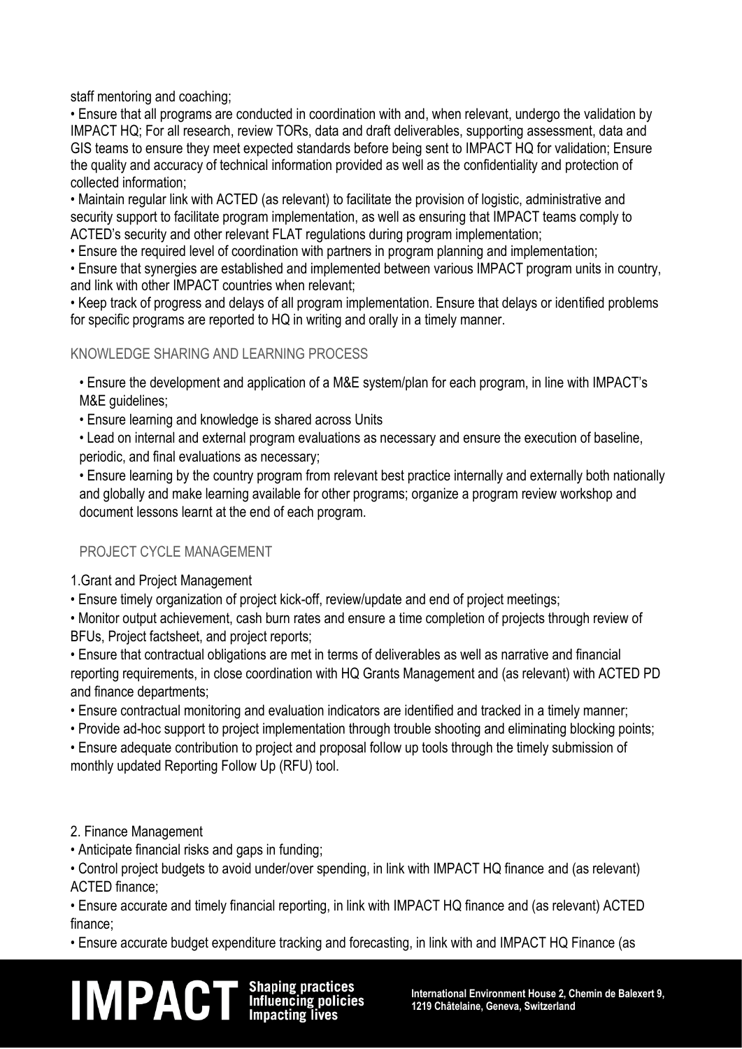staff mentoring and coaching;

- Ensure that all programs are conducted in coordination with and, when relevant, undergo the validation by IMPACT HQ; For all research, review TORs, data and draft deliverables, supporting assessment, data and GIS teams to ensure they meet expected standards before being sent to IMPACT HQ for validation; Ensure the quality and accuracy of technical information provided as well as the confidentiality and protection of collected information;
- Maintain regular link with ACTED (as relevant) to facilitate the provision of logistic, administrative and security support to facilitate program implementation, as well as ensuring that IMPACT teams comply to ACTED's security and other relevant FLAT regulations during program implementation;
- Ensure the required level of coordination with partners in program planning and implementation;
- Ensure that synergies are established and implemented between various IMPACT program units in country, and link with other IMPACT countries when relevant;
- Keep track of progress and delays of all program implementation. Ensure that delays or identified problems for specific programs are reported to HQ in writing and orally in a timely manner.

## KNOWLEDGE SHARING AND LEARNING PROCESS

- Ensure the development and application of a M&E system/plan for each program, in line with IMPACT's M&E guidelines;
- Ensure learning and knowledge is shared across Units
- Lead on internal and external program evaluations as necessary and ensure the execution of baseline, periodic, and final evaluations as necessary;
- Ensure learning by the country program from relevant best practice internally and externally both nationally and globally and make learning available for other programs; organize a program review workshop and document lessons learnt at the end of each program.

## PROJECT CYCLE MANAGEMENT

### 1.Grant and Project Management

- Ensure timely organization of project kick-off, review/update and end of project meetings;
- Monitor output achievement, cash burn rates and ensure a time completion of projects through review of BFUs, Project factsheet, and project reports;
- Ensure that contractual obligations are met in terms of deliverables as well as narrative and financial reporting requirements, in close coordination with HQ Grants Management and (as relevant) with ACTED PD and finance departments;
- Ensure contractual monitoring and evaluation indicators are identified and tracked in a timely manner;
- Provide ad-hoc support to project implementation through trouble shooting and eliminating blocking points;
- Ensure adequate contribution to project and proposal follow up tools through the timely submission of monthly updated Reporting Follow Up (RFU) tool.

### 2. Finance Management

- Anticipate financial risks and gaps in funding;
- Control project budgets to avoid under/over spending, in link with IMPACT HQ finance and (as relevant) ACTED finance;
- Ensure accurate and timely financial reporting, in link with IMPACT HQ finance and (as relevant) ACTED finance;
- Ensure accurate budget expenditure tracking and forecasting, in link with and IMPACT HQ Finance (as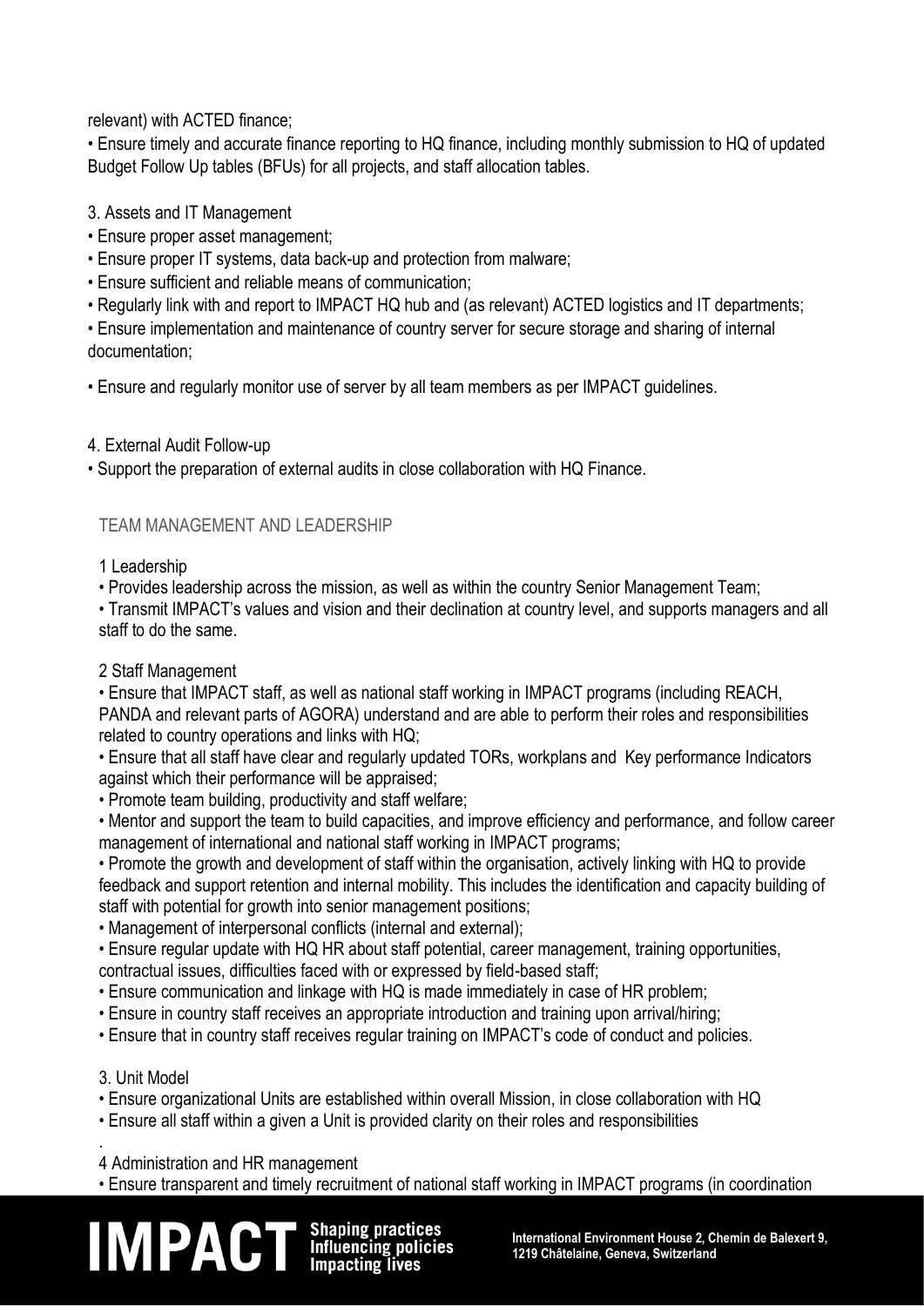relevant) with ACTED finance;

• Ensure timely and accurate finance reporting to HQ finance, including monthly submission to HQ of updated Budget Follow Up tables (BFUs) for all projects, and staff allocation tables.

3. Assets and IT Management

• Ensure proper asset management;
• Ensure proper IT systems, data back-up and protection from malware;
• Ensure sufficient and reliable means of communication;
• Regularly link with and report to IMPACT HQ hub and (as relevant) ACTED logistics and IT departments;
• Ensure implementation and maintenance of country server for secure storage and sharing of internal documentation;

• Ensure and regularly monitor use of server by all team members as per IMPACT guidelines.

4. External Audit Follow-up

• Support the preparation of external audits in close collaboration with HQ Finance.

## TEAM MANAGEMENT AND LEADERSHIP

1 Leadership

• Provides leadership across the mission, as well as within the country Senior Management Team;
• Transmit IMPACT's values and vision and their declination at country level, and supports managers and all staff to do the same.

2 Staff Management

• Ensure that IMPACT staff, as well as national staff working in IMPACT programs (including REACH, PANDA and relevant parts of AGORA) understand and are able to perform their roles and responsibilities related to country operations and links with HQ;
• Ensure that all staff have clear and regularly updated TORs, workplans and Key performance Indicators against which their performance will be appraised;
• Promote team building, productivity and staff welfare;
• Mentor and support the team to build capacities, and improve efficiency and performance, and follow career management of international and national staff working in IMPACT programs;
• Promote the growth and development of staff within the organisation, actively linking with HQ to provide feedback and support retention and internal mobility. This includes the identification and capacity building of staff with potential for growth into senior management positions;
• Management of interpersonal conflicts (internal and external);
• Ensure regular update with HQ HR about staff potential, career management, training opportunities, contractual issues, difficulties faced with or expressed by field-based staff;
• Ensure communication and linkage with HQ is made immediately in case of HR problem;
• Ensure in country staff receives an appropriate introduction and training upon arrival/hiring;
• Ensure that in country staff receives regular training on IMPACT's code of conduct and policies.

3. Unit Model

• Ensure organizational Units are established within overall Mission, in close collaboration with HQ
• Ensure all staff within a given a Unit is provided clarity on their roles and responsibilities

.

4 Administration and HR management

• Ensure transparent and timely recruitment of national staff working in IMPACT programs (in coordination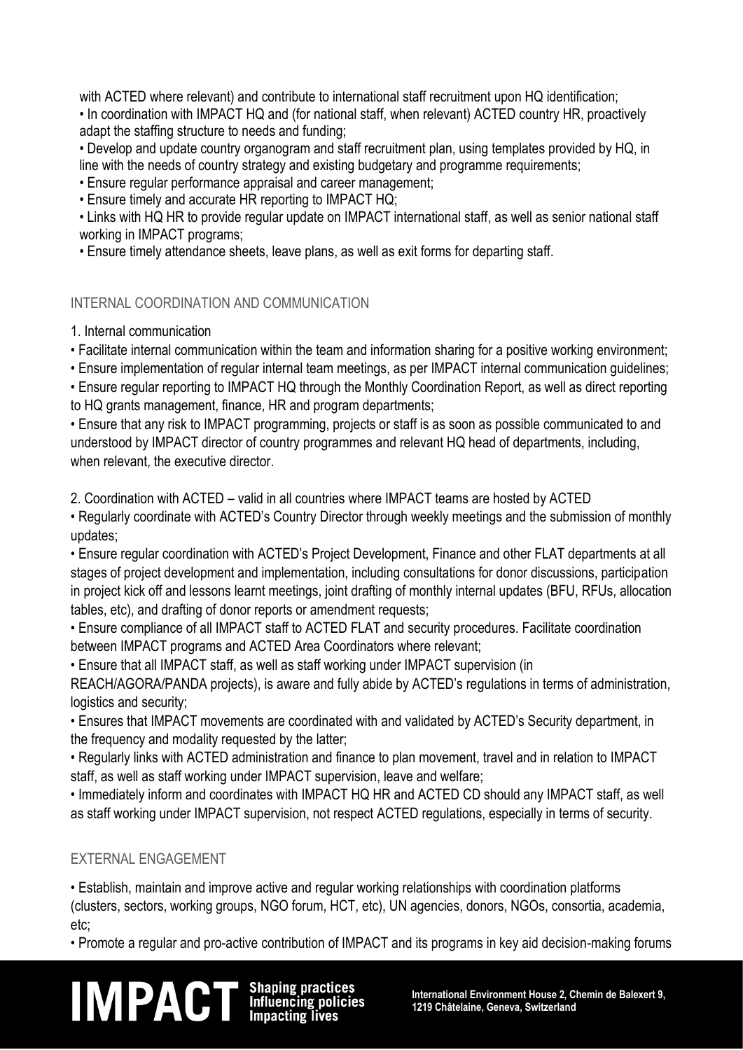with ACTED where relevant) and contribute to international staff recruitment upon HQ identification;

- In coordination with IMPACT HQ and (for national staff, when relevant) ACTED country HR, proactively adapt the staffing structure to needs and funding;
- Develop and update country organogram and staff recruitment plan, using templates provided by HQ, in line with the needs of country strategy and existing budgetary and programme requirements;
- Ensure regular performance appraisal and career management;
- Ensure timely and accurate HR reporting to IMPACT HQ;
- Links with HQ HR to provide regular update on IMPACT international staff, as well as senior national staff working in IMPACT programs;
- Ensure timely attendance sheets, leave plans, as well as exit forms for departing staff.

## INTERNAL COORDINATION AND COMMUNICATION

1. Internal communication

- Facilitate internal communication within the team and information sharing for a positive working environment;
- Ensure implementation of regular internal team meetings, as per IMPACT internal communication guidelines;
- Ensure regular reporting to IMPACT HQ through the Monthly Coordination Report, as well as direct reporting to HQ grants management, finance, HR and program departments;
- Ensure that any risk to IMPACT programming, projects or staff is as soon as possible communicated to and understood by IMPACT director of country programmes and relevant HQ head of departments, including, when relevant, the executive director.

2. Coordination with ACTED – valid in all countries where IMPACT teams are hosted by ACTED

- Regularly coordinate with ACTED's Country Director through weekly meetings and the submission of monthly updates;
- Ensure regular coordination with ACTED's Project Development, Finance and other FLAT departments at all stages of project development and implementation, including consultations for donor discussions, participation in project kick off and lessons learnt meetings, joint drafting of monthly internal updates (BFU, RFUs, allocation tables, etc), and drafting of donor reports or amendment requests;
- Ensure compliance of all IMPACT staff to ACTED FLAT and security procedures. Facilitate coordination between IMPACT programs and ACTED Area Coordinators where relevant;
- Ensure that all IMPACT staff, as well as staff working under IMPACT supervision (in REACH/AGORA/PANDA projects), is aware and fully abide by ACTED's regulations in terms of administration, logistics and security;
- Ensures that IMPACT movements are coordinated with and validated by ACTED's Security department, in the frequency and modality requested by the latter;
- Regularly links with ACTED administration and finance to plan movement, travel and in relation to IMPACT staff, as well as staff working under IMPACT supervision, leave and welfare;
- Immediately inform and coordinates with IMPACT HQ HR and ACTED CD should any IMPACT staff, as well as staff working under IMPACT supervision, not respect ACTED regulations, especially in terms of security.

## EXTERNAL ENGAGEMENT

- Establish, maintain and improve active and regular working relationships with coordination platforms (clusters, sectors, working groups, NGO forum, HCT, etc), UN agencies, donors, NGOs, consortia, academia, etc;
- Promote a regular and pro-active contribution of IMPACT and its programs in key aid decision-making forums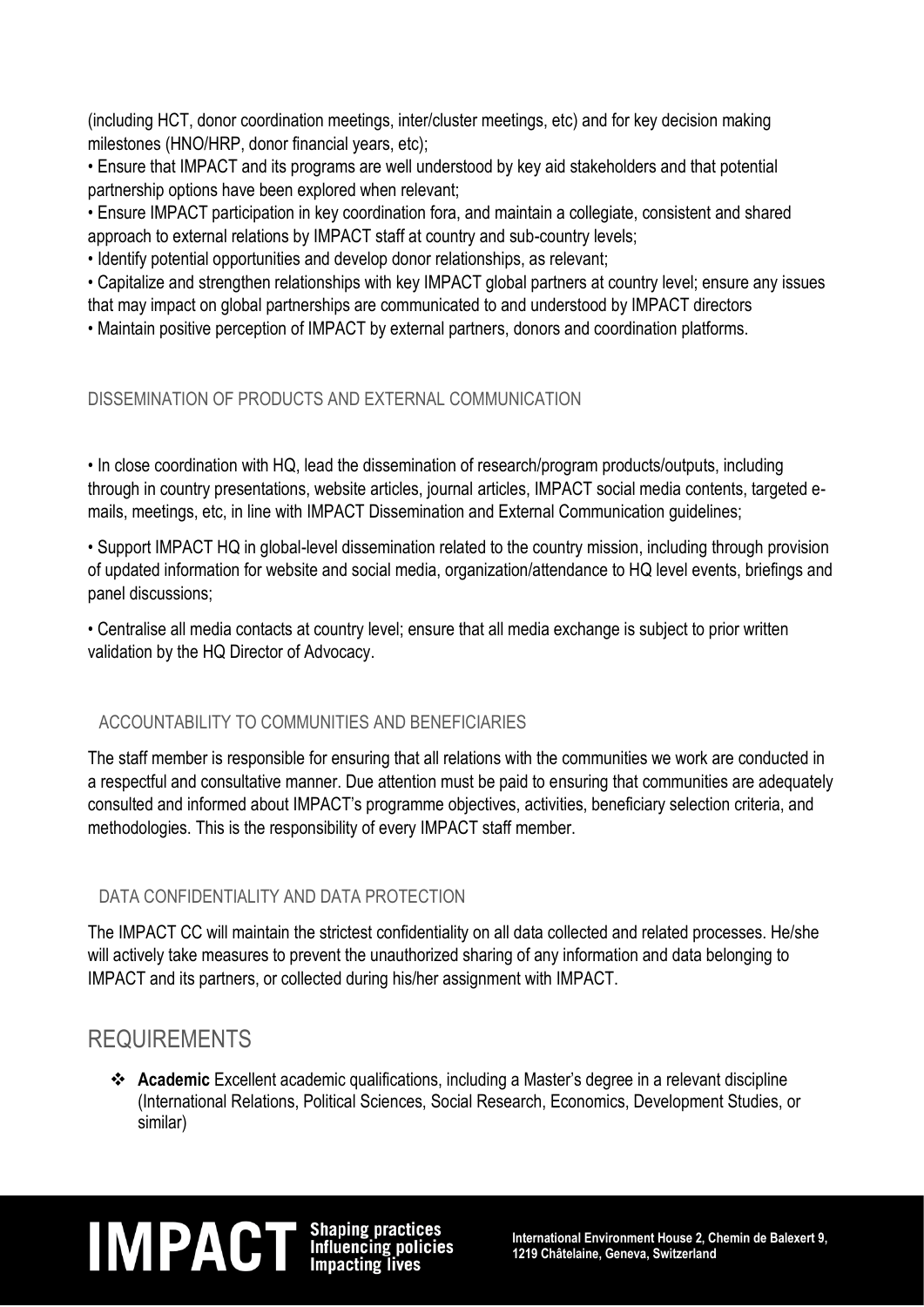(including HCT, donor coordination meetings, inter/cluster meetings, etc) and for key decision making milestones (HNO/HRP, donor financial years, etc);

• Ensure that IMPACT and its programs are well understood by key aid stakeholders and that potential partnership options have been explored when relevant;

• Ensure IMPACT participation in key coordination fora, and maintain a collegiate, consistent and shared approach to external relations by IMPACT staff at country and sub-country levels;

• Identify potential opportunities and develop donor relationships, as relevant;

• Capitalize and strengthen relationships with key IMPACT global partners at country level; ensure any issues that may impact on global partnerships are communicated to and understood by IMPACT directors

• Maintain positive perception of IMPACT by external partners, donors and coordination platforms.

### DISSEMINATION OF PRODUCTS AND EXTERNAL COMMUNICATION

• In close coordination with HQ, lead the dissemination of research/program products/outputs, including through in country presentations, website articles, journal articles, IMPACT social media contents, targeted e-mails, meetings, etc, in line with IMPACT Dissemination and External Communication guidelines;

• Support IMPACT HQ in global-level dissemination related to the country mission, including through provision of updated information for website and social media, organization/attendance to HQ level events, briefings and panel discussions;

• Centralise all media contacts at country level; ensure that all media exchange is subject to prior written validation by the HQ Director of Advocacy.

### ACCOUNTABILITY TO COMMUNITIES AND BENEFICIARIES

The staff member is responsible for ensuring that all relations with the communities we work are conducted in a respectful and consultative manner. Due attention must be paid to ensuring that communities are adequately consulted and informed about IMPACT's programme objectives, activities, beneficiary selection criteria, and methodologies. This is the responsibility of every IMPACT staff member.

### DATA CONFIDENTIALITY AND DATA PROTECTION

The IMPACT CC will maintain the strictest confidentiality on all data collected and related processes. He/she will actively take measures to prevent the unauthorized sharing of any information and data belonging to IMPACT and its partners, or collected during his/her assignment with IMPACT.

## REQUIREMENTS

- **Academic** Excellent academic qualifications, including a Master's degree in a relevant discipline (International Relations, Political Sciences, Social Research, Economics, Development Studies, or similar)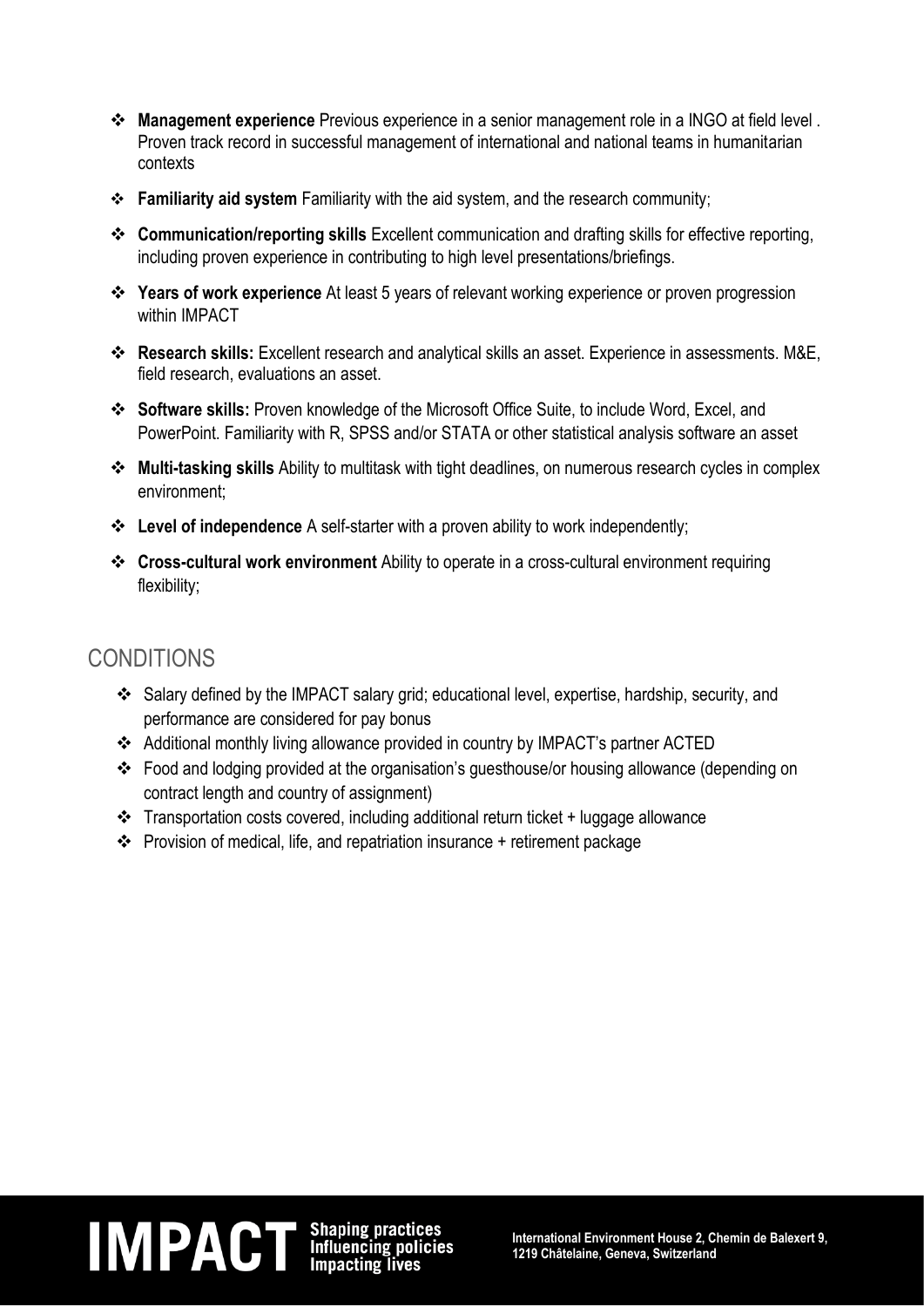- **Management experience** Previous experience in a senior management role in a INGO at field level . Proven track record in successful management of international and national teams in humanitarian contexts
- **Familiarity aid system** Familiarity with the aid system, and the research community;
- **Communication/reporting skills** Excellent communication and drafting skills for effective reporting, including proven experience in contributing to high level presentations/briefings.
- **Years of work experience** At least 5 years of relevant working experience or proven progression within IMPACT
- **Research skills:** Excellent research and analytical skills an asset. Experience in assessments. M&E, field research, evaluations an asset.
- **Software skills:** Proven knowledge of the Microsoft Office Suite, to include Word, Excel, and PowerPoint. Familiarity with R, SPSS and/or STATA or other statistical analysis software an asset
- **Multi-tasking skills** Ability to multitask with tight deadlines, on numerous research cycles in complex environment;
- **Level of independence** A self-starter with a proven ability to work independently;
- **Cross-cultural work environment** Ability to operate in a cross-cultural environment requiring flexibility;

## CONDITIONS

- Salary defined by the IMPACT salary grid; educational level, expertise, hardship, security, and performance are considered for pay bonus
- Additional monthly living allowance provided in country by IMPACT's partner ACTED
- Food and lodging provided at the organisation's guesthouse/or housing allowance (depending on contract length and country of assignment)
- Transportation costs covered, including additional return ticket + luggage allowance
- Provision of medical, life, and repatriation insurance + retirement package